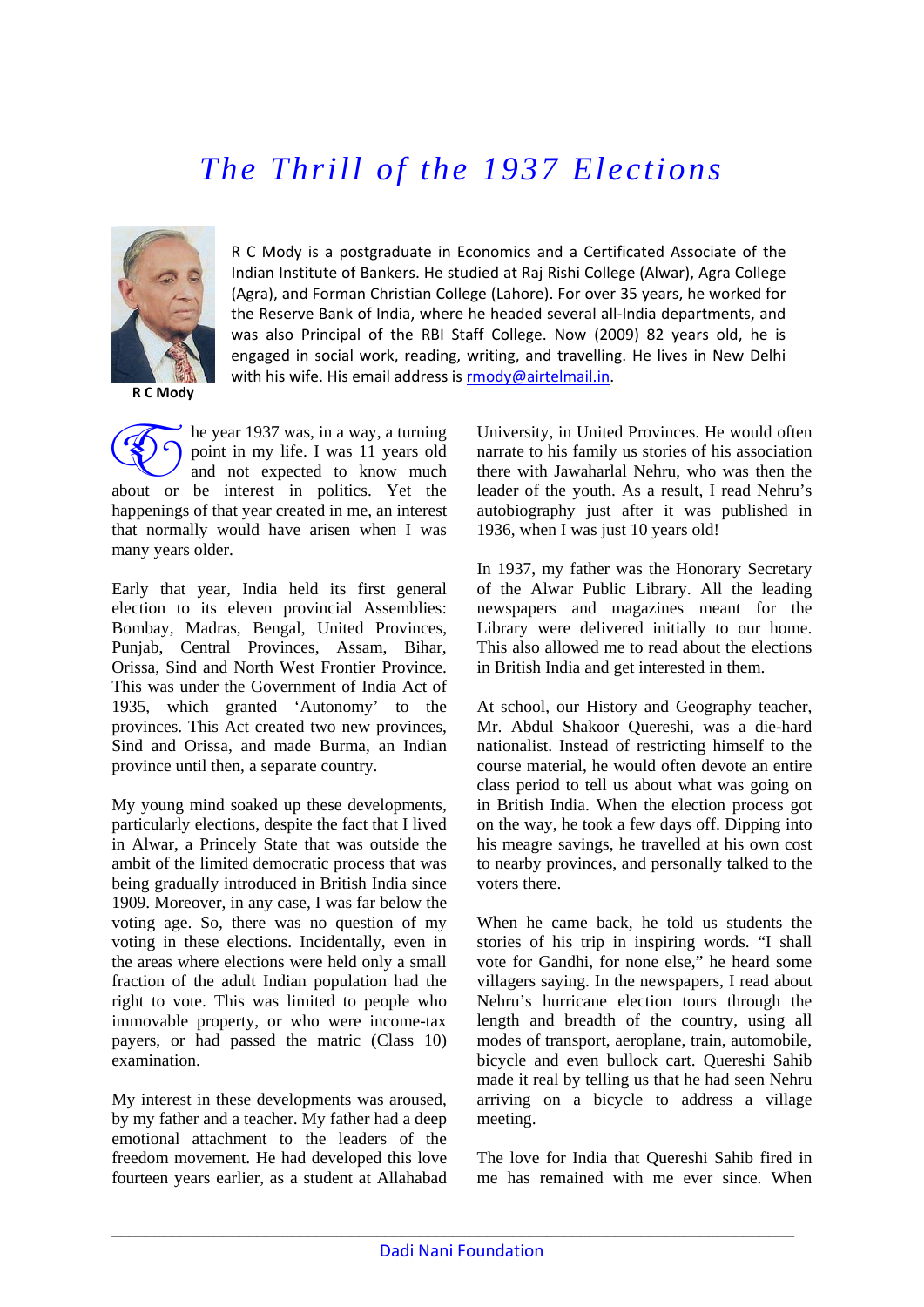# *The Thrill of the 1937 Elections*

R C Mody

R C Mody is a postgraduate in Economics and a Certificated Associate of the Indian Institute of Bankers. He studied at Raj Rishi College (Alwar), Agra College (Agra), and Forman Christian College (Lahore). For over 35 years, he worked for the Reserve Bank of India, where he headed several all-India departments, and was also Principal of the RBI Staff College. Now (2009) 82 years old, he is engaged in social work, reading, writing, and travelling. He lives in New Delhi with his wife. His email address is rmody@airtelmail.in.

The year 1937 was, in a way, a turning point in my life. I was 11 years old and not expected to know much about or be interest in politics. Yet the happenings of that year created in me, an interest that normally would have arisen when I was many years older.

Early that year, India held its first general election to its eleven provincial Assemblies: Bombay, Madras, Bengal, United Provinces, Punjab, Central Provinces, Assam, Bihar, Orissa, Sind and North West Frontier Province. This was under the Government of India Act of 1935, which granted 'Autonomy' to the provinces. This Act created two new provinces, Sind and Orissa, and made Burma, an Indian province until then, a separate country.

My young mind soaked up these developments, particularly elections, despite the fact that I lived in Alwar, a Princely State that was outside the ambit of the limited democratic process that was being gradually introduced in British India since 1909. Moreover, in any case, I was far below the voting age. So, there was no question of my voting in these elections. Incidentally, even in the areas where elections were held only a small fraction of the adult Indian population had the right to vote. This was limited to people who immovable property, or who were income-tax payers, or had passed the matric (Class 10) examination.

My interest in these developments was aroused, by my father and a teacher. My father had a deep emotional attachment to the leaders of the freedom movement. He had developed this love fourteen years earlier, as a student at Allahabad University, in United Provinces. He would often narrate to his family us stories of his association there with Jawaharlal Nehru, who was then the leader of the youth. As a result, I read Nehru's autobiography just after it was published in 1936, when I was just 10 years old!

In 1937, my father was the Honorary Secretary of the Alwar Public Library. All the leading newspapers and magazines meant for the Library were delivered initially to our home. This also allowed me to read about the elections in British India and get interested in them.

At school, our History and Geography teacher, Mr. Abdul Shakoor Quereshi, was a die-hard nationalist. Instead of restricting himself to the course material, he would often devote an entire class period to tell us about what was going on in British India. When the election process got on the way, he took a few days off. Dipping into his meagre savings, he travelled at his own cost to nearby provinces, and personally talked to the voters there.

When he came back, he told us students the stories of his trip in inspiring words. "I shall vote for Gandhi, for none else," he heard some villagers saying. In the newspapers, I read about Nehru's hurricane election tours through the length and breadth of the country, using all modes of transport, aeroplane, train, automobile, bicycle and even bullock cart. Quereshi Sahib made it real by telling us that he had seen Nehru arriving on a bicycle to address a village meeting.

The love for India that Quereshi Sahib fired in me has remained with me ever since. When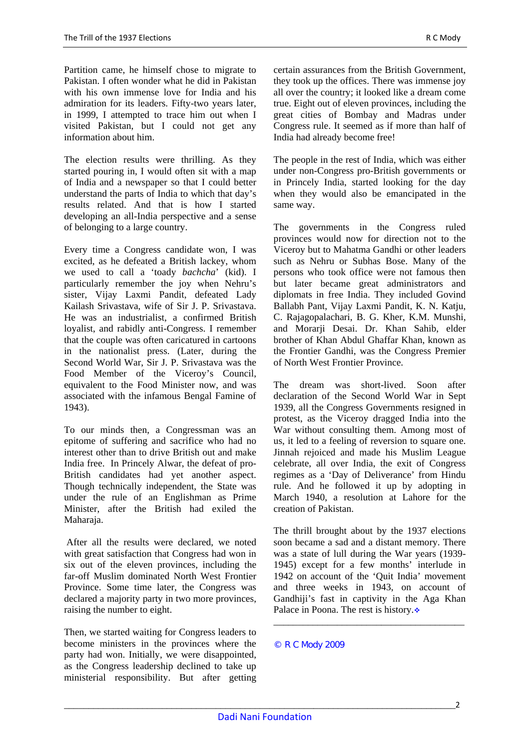Partition came, he himself chose to migrate to Pakistan. I often wonder what he did in Pakistan with his own immense love for India and his admiration for its leaders. Fifty-two years later, in 1999, I attempted to trace him out when I visited Pakistan, but I could not get any information about him.

The election results were thrilling. As they started pouring in, I would often sit with a map of India and a newspaper so that I could better understand the parts of India to which that day's results related. And that is how I started developing an all-India perspective and a sense of belonging to a large country.

Every time a Congress candidate won, I was excited, as he defeated a British lackey, whom we used to call a 'toady *bachcha*' (kid). I particularly remember the joy when Nehru's sister, Vijay Laxmi Pandit, defeated Lady Kailash Srivastava, wife of Sir J. P. Srivastava. He was an industrialist, a confirmed British loyalist, and rabidly anti-Congress. I remember that the couple was often caricatured in cartoons in the nationalist press. (Later, during the Second World War, Sir J. P. Srivastava was the Food Member of the Viceroy's Council, equivalent to the Food Minister now, and was associated with the infamous Bengal Famine of 1943).

To our minds then, a Congressman was an epitome of suffering and sacrifice who had no interest other than to drive British out and make India free. In Princely Alwar, the defeat of pro-British candidates had yet another aspect. Though technically independent, the State was under the rule of an Englishman as Prime Minister, after the British had exiled the Maharaja.

After all the results were declared, we noted with great satisfaction that Congress had won in six out of the eleven provinces, including the far-off Muslim dominated North West Frontier Province. Some time later, the Congress was declared a majority party in two more provinces, raising the number to eight.

Then, we started waiting for Congress leaders to become ministers in the provinces where the party had won. Initially, we were disappointed, as the Congress leadership declined to take up ministerial responsibility. But after getting certain assurances from the British Government, they took up the offices. There was immense joy all over the country; it looked like a dream come true. Eight out of eleven provinces, including the great cities of Bombay and Madras under Congress rule. It seemed as if more than half of India had already become free!

The people in the rest of India, which was either under non-Congress pro-British governments or in Princely India, started looking for the day when they would also be emancipated in the same way.

The governments in the Congress ruled provinces would now for direction not to the Viceroy but to Mahatma Gandhi or other leaders such as Nehru or Subhas Bose. Many of the persons who took office were not famous then but later became great administrators and diplomats in free India. They included Govind Ballabh Pant, Vijay Laxmi Pandit, K. N. Katju, C. Rajagopalachari, B. G. Kher, K.M. Munshi, and Morarji Desai. Dr. Khan Sahib, elder brother of Khan Abdul Ghaffar Khan, known as the Frontier Gandhi, was the Congress Premier of North West Frontier Province.

The dream was short-lived. Soon after declaration of the Second World War in Sept 1939, all the Congress Governments resigned in protest, as the Viceroy dragged India into the War without consulting them. Among most of us, it led to a feeling of reversion to square one. Jinnah rejoiced and made his Muslim League celebrate, all over India, the exit of Congress regimes as a 'Day of Deliverance' from Hindu rule. And he followed it up by adopting in March 1940, a resolution at Lahore for the creation of Pakistan.

The thrill brought about by the 1937 elections soon became a sad and a distant memory. There was a state of lull during the War years (1939-1945) except for a few months' interlude in 1942 on account of the 'Quit India' movement and three weeks in 1943, on account of Gandhiji's fast in captivity in the Aga Khan Palace in Poona. The rest is history.

---

© R C Mody 2009